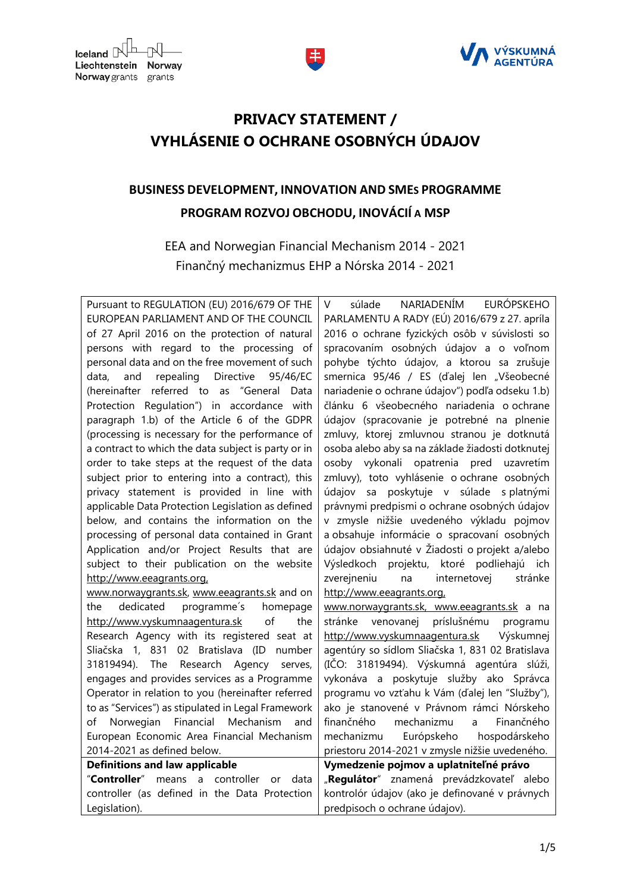# PRIVACY STATEMENT / VYHLÁSENIE O OCHRANE OSOBNÝCH ÚDAJOV

## BUSINESS DEVELOPMENT, INNOVATION AND SMEs PROGRAMME

## PROGRAM ROZVOJ OBCHODU, INOVÁCIÍ A MSP

EEA and Norwegian Financial Mechanism 2014 - 2021

Finančný mechanizmus EHP a Nórska 2014 - 2021

| | |
|---|---|
| Pursuant to REGULATION (EU) 2016/679 OF THE EUROPEAN PARLIAMENT AND OF THE COUNCIL of 27 April 2016 on the protection of natural persons with regard to the processing of personal data and on the free movement of such data, and repealing Directive 95/46/EC (hereinafter referred to as "General Data Protection Regulation") in accordance with paragraph 1.b) of the Article 6 of the GDPR (processing is necessary for the performance of a contract to which the data subject is party or in order to take steps at the request of the data subject prior to entering into a contract), this privacy statement is provided in line with applicable Data Protection Legislation as defined below, and contains the information on the processing of personal data contained in Grant Application and/or Project Results that are subject to their publication on the website http://www.eeagrants.org, www.norwaygrants.sk, www.eeagrants.sk and on the dedicated programme´s homepage http://www.vyskumnaagentura.sk of the Research Agency with its registered seat at Sliačska 1, 831 02 Bratislava (ID number 31819494). The Research Agency serves, engages and provides services as a Programme Operator in relation to you (hereinafter referred to as "Services") as stipulated in Legal Framework of Norwegian Financial Mechanism and European Economic Area Financial Mechanism 2014-2021 as defined below. | V súlade NARIADENÍM EURÓPSKEHO PARLAMENTU A RADY (EÚ) 2016/679 z 27. apríla 2016 o ochrane fyzických osôb v súvislosti so spracovaním osobných údajov a o voľnom pohybe týchto údajov, a ktorou sa zrušuje smernica 95/46 / ES (ďalej len „Všeobecné nariadenie o ochrane údajov") podľa odseku 1.b) článku 6 všeobecného nariadenia o ochrane údajov (spracovanie je potrebné na plnenie zmluvy, ktorej zmluvnou stranou je dotknutá osoba alebo aby sa na základe žiadosti dotknutej osoby vykonali opatrenia pred uzavretím zmluvy), toto vyhlásenie o ochrane osobných údajov sa poskytuje v súlade s platnými právnymi predpismi o ochrane osobných údajov v zmysle nižšie uvedeného výkladu pojmov a obsahuje informácie o spracovaní osobných údajov obsiahnuté v Žiadosti o projekt a/alebo Výsledkoch projektu, ktoré podliehajú ich zverejneniu na internetovej stránke http://www.eeagrants.org, www.norwaygrants.sk, www.eeagrants.sk a na stránke venovanej príslušnému programu http://www.vyskumnaagentura.sk Výskumnej agentúry so sídlom Sliačska 1, 831 02 Bratislava (IČO: 31819494). Výskumná agentúra slúži, vykonáva a poskytuje služby ako Správca programu vo vzťahu k Vám (ďalej len "Služby"), ako je stanovené v Právnom rámci Nórskeho finančného mechanizmu a Finančného mechanizmu Európskeho hospodárskeho priestoru 2014-2021 v zmysle nižšie uvedeného. |
| **Definitions and law applicable** | **Vymedzenie pojmov a uplatniteľné právo** |
| "**Controller**" means a controller or data controller (as defined in the Data Protection Legislation). | „**Regulátor**" znamená prevádzkovateľ alebo kontrolór údajov (ako je definované v právnych predpisoch o ochrane údajov). |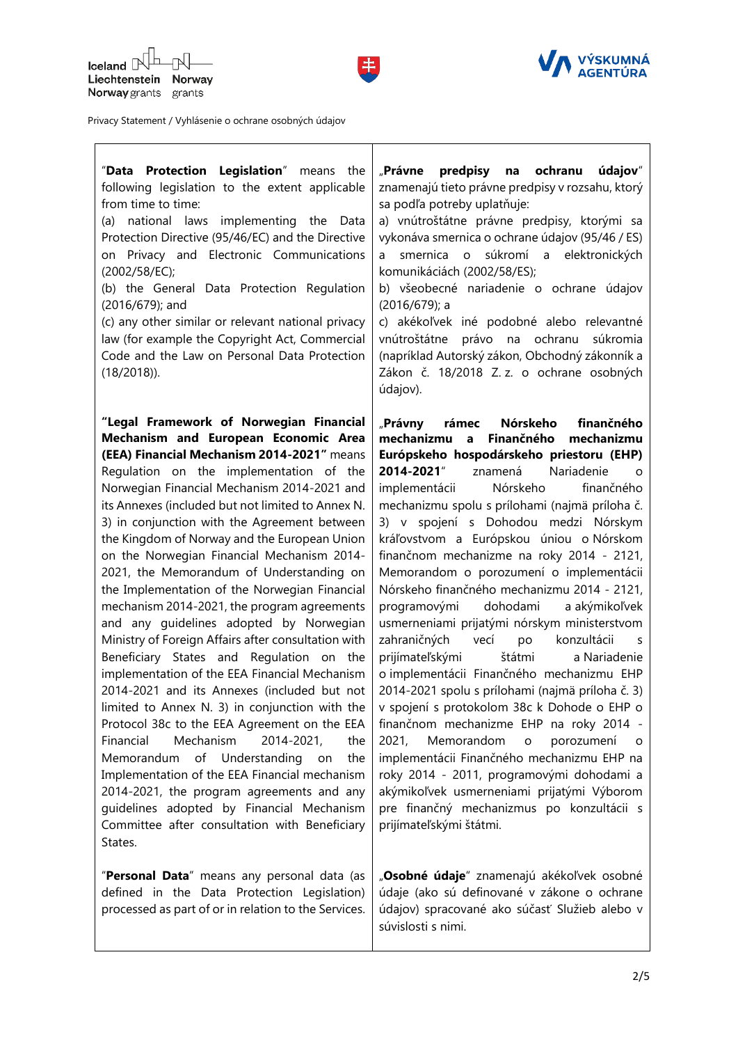| | |
|---|---|
| "**Data Protection Legislation**" means the following legislation to the extent applicable from time to time:<br>(a) national laws implementing the Data Protection Directive (95/46/EC) and the Directive on Privacy and Electronic Communications (2002/58/EC);<br>(b) the General Data Protection Regulation (2016/679); and<br>(c) any other similar or relevant national privacy law (for example the Copyright Act, Commercial Code and the Law on Personal Data Protection (18/2018)). | „**Právne predpisy na ochranu údajov**" znamenajú tieto právne predpisy v rozsahu, ktorý sa podľa potreby uplatňuje:<br>a) vnútroštátne právne predpisy, ktorými sa vykonáva smernica o ochrane údajov (95/46 / ES) a smernica o súkromí a elektronických komunikáciách (2002/58/ES);<br>b) všeobecné nariadenie o ochrane údajov (2016/679); a<br>c) akékoľvek iné podobné alebo relevantné vnútroštátne právo na ochranu súkromia (napríklad Autorský zákon, Obchodný zákonník a Zákon č. 18/2018 Z. z. o ochrane osobných údajov). |
| **"Legal Framework of Norwegian Financial Mechanism and European Economic Area (EEA) Financial Mechanism 2014-2021"** means Regulation on the implementation of the Norwegian Financial Mechanism 2014-2021 and its Annexes (included but not limited to Annex N. 3) in conjunction with the Agreement between the Kingdom of Norway and the European Union on the Norwegian Financial Mechanism 2014-2021, the Memorandum of Understanding on the Implementation of the Norwegian Financial mechanism 2014-2021, the program agreements and any guidelines adopted by Norwegian Ministry of Foreign Affairs after consultation with Beneficiary States and Regulation on the implementation of the EEA Financial Mechanism 2014-2021 and its Annexes (included but not limited to Annex N. 3) in conjunction with the Protocol 38c to the EEA Agreement on the EEA Financial Mechanism 2014-2021, the Memorandum of Understanding on the Implementation of the EEA Financial mechanism 2014-2021, the program agreements and any guidelines adopted by Financial Mechanism Committee after consultation with Beneficiary States. | „**Právny rámec Nórskeho finančného mechanizmu a Finančného mechanizmu Európskeho hospodárskeho priestoru (EHP) 2014-2021**" znamená Nariadenie o implementácii Nórskeho finančného mechanizmu spolu s prílohami (najmä príloha č. 3) v spojení s Dohodou medzi Nórskym kráľovstvom a Európskou úniou o Nórskom finančnom mechanizme na roky 2014 - 2121, Memorandom o porozumení o implementácii Nórskeho finančného mechanizmu 2014 - 2121, programovými dohodami a akýmikoľvek usmerneniami prijatými nórskym ministerstvom zahraničných vecí po konzultácii s prijímateľskými štátmi a Nariadenie o implementácii Finančného mechanizmu EHP 2014-2021 spolu s prílohami (najmä príloha č. 3) v spojení s protokolom 38c k Dohode o EHP o finančnom mechanizme EHP na roky 2014 - 2021, Memorandom o porozumení o implementácii Finančného mechanizmu EHP na roky 2014 - 2011, programovými dohodami a akýmikoľvek usmerneniami prijatými Výborom pre finančný mechanizmus po konzultácii s prijímateľskými štátmi. |
| "**Personal Data**" means any personal data (as defined in the Data Protection Legislation) processed as part of or in relation to the Services. | „**Osobné údaje**" znamenajú akékoľvek osobné údaje (ako sú definované v zákone o ochrane údajov) spracované ako súčasť Služieb alebo v súvislosti s nimi. |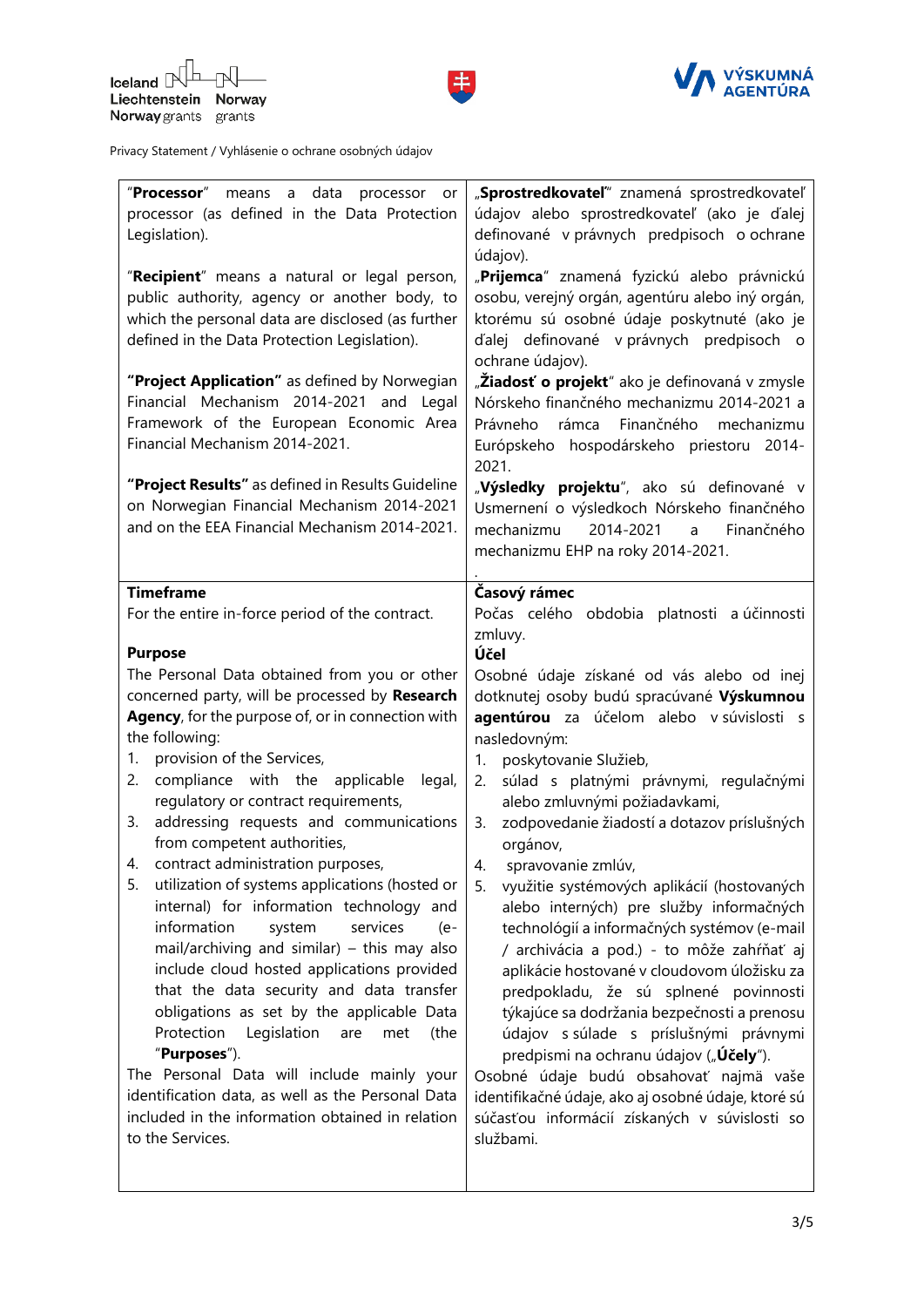Privacy Statement / Vyhlásenie o ochrane osobných údajov

| | |
|---|---|
| "**Processor**" means a data processor or processor (as defined in the Data Protection Legislation).<br><br>"**Recipient**" means a natural or legal person, public authority, agency or another body, to which the personal data are disclosed (as further defined in the Data Protection Legislation).<br><br>**"Project Application"** as defined by Norwegian Financial Mechanism 2014-2021 and Legal Framework of the European Economic Area Financial Mechanism 2014-2021.<br><br>**"Project Results"** as defined in Results Guideline on Norwegian Financial Mechanism 2014-2021 and on the EEA Financial Mechanism 2014-2021. | „**Sprostredkovateľ**" znamená sprostredkovateľ údajov alebo sprostredkovateľ (ako je ďalej definované v právnych predpisoch o ochrane údajov).<br><br>„**Prijemca**" znamená fyzickú alebo právnickú osobu, verejný orgán, agentúru alebo iný orgán, ktorému sú osobné údaje poskytnuté (ako je ďalej definované v právnych predpisoch o ochrane údajov).<br><br>„**Žiadosť o projekt**" ako je definovaná v zmysle Nórskeho finančného mechanizmu 2014-2021 a Právneho rámca Finančného mechanizmu Európskeho hospodárskeho priestoru 2014-2021.<br><br>„**Výsledky projektu**", ako sú definované v Usmernení o výsledkoch Nórskeho finančného mechanizmu 2014-2021 a Finančného mechanizmu EHP na roky 2014-2021.<br>. |
| **Timeframe**<br>For the entire in-force period of the contract.<br><br>**Purpose**<br>The Personal Data obtained from you or other concerned party, will be processed by **Research Agency**, for the purpose of, or in connection with the following:<br>1. provision of the Services,<br>2. compliance with the applicable legal, regulatory or contract requirements,<br>3. addressing requests and communications from competent authorities,<br>4. contract administration purposes,<br>5. utilization of systems applications (hosted or internal) for information technology and information system services (e-mail/archiving and similar) – this may also include cloud hosted applications provided that the data security and data transfer obligations as set by the applicable Data Protection Legislation are met (the "**Purposes**").<br>The Personal Data will include mainly your identification data, as well as the Personal Data included in the information obtained in relation to the Services. | **Časový rámec**<br>Počas celého obdobia platnosti a účinnosti zmluvy.<br><br>**Účel**<br>Osobné údaje získané od vás alebo od inej dotknutej osoby budú spracúvané **Výskumnou agentúrou** za účelom alebo v súvislosti s nasledovným:<br>1. poskytovanie Služieb,<br>2. súlad s platnými právnymi, regulačnými alebo zmluvnými požiadavkami,<br>3. zodpovedanie žiadostí a dotazov príslušných orgánov,<br>4. spravovanie zmlúv,<br>5. využitie systémových aplikácií (hostovaných alebo interných) pre služby informačných technológií a informačných systémov (e-mail / archivácia a pod.) - to môže zahŕňať aj aplikácie hostované v cloudovom úložisku za predpokladu, že sú splnené povinnosti týkajúce sa dodržania bezpečnosti a prenosu údajov s súlade s príslušnými právnymi predpismi na ochranu údajov („**Účely**").<br>Osobné údaje budú obsahovať najmä vaše identifikačné údaje, ako aj osobné údaje, ktoré sú súčasťou informácií získaných v súvislosti so službami. |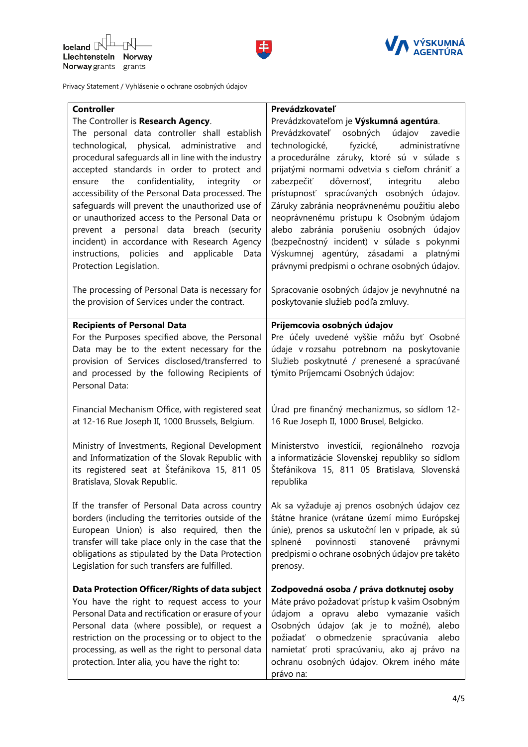Privacy Statement / Vyhlásenie o ochrane osobných údajov

| **Controller** | **Prevádzkovateľ** |
|---|---|
| The Controller is **Research Agency**.<br>The personal data controller shall establish technological, physical, administrative and procedural safeguards all in line with the industry accepted standards in order to protect and ensure the confidentiality, integrity or accessibility of the Personal Data processed. The safeguards will prevent the unauthorized use of or unauthorized access to the Personal Data or prevent a personal data breach (security incident) in accordance with Research Agency instructions, policies and applicable Data Protection Legislation.<br><br>The processing of Personal Data is necessary for the provision of Services under the contract. | Prevádzkovateľom je **Výskumná agentúra**.<br>Prevádzkovateľ osobných údajov zavedie technologické, fyzické, administratívne a procedurálne záruky, ktoré sú v súlade s prijatými normami odvetvia s cieľom chrániť a zabezpečiť dôvernosť, integritu alebo prístupnosť spracúvaných osobných údajov. Záruky zabránia neoprávnenému použitiu alebo neoprávnenému prístupu k Osobným údajom alebo zabránia porušeniu osobných údajov (bezpečnostný incident) v súlade s pokynmi Výskumnej agentúry, zásadami a platnými právnymi predpismi o ochrane osobných údajov.<br><br>Spracovanie osobných údajov je nevyhnutné na poskytovanie služieb podľa zmluvy. |
| **Recipients of Personal Data**<br>For the Purposes specified above, the Personal Data may be to the extent necessary for the provision of Services disclosed/transferred to and processed by the following Recipients of Personal Data:<br><br>Financial Mechanism Office, with registered seat at 12-16 Rue Joseph II, 1000 Brussels, Belgium.<br><br>Ministry of Investments, Regional Development and Informatization of the Slovak Republic with its registered seat at Štefánikova 15, 811 05 Bratislava, Slovak Republic.<br><br>If the transfer of Personal Data across country borders (including the territories outside of the European Union) is also required, then the transfer will take place only in the case that the obligations as stipulated by the Data Protection Legislation for such transfers are fulfilled. | **Príjemcovia osobných údajov**<br>Pre účely uvedené vyššie môžu byť Osobné údaje v rozsahu potrebnom na poskytovanie Služieb poskytnuté / prenesené a spracúvané týmito Príjemcami Osobných údajov:<br><br>Úrad pre finančný mechanizmus, so sídlom 12-16 Rue Joseph II, 1000 Brusel, Belgicko.<br><br>Ministerstvo investícií, regionálneho rozvoja a informatizácie Slovenskej republiky so sídlom Štefánikova 15, 811 05 Bratislava, Slovenská republika<br><br>Ak sa vyžaduje aj prenos osobných údajov cez štátne hranice (vrátane území mimo Európskej únie), prenos sa uskutoční len v prípade, ak sú splnené povinnosti stanovené právnymi predpismi o ochrane osobných údajov pre takéto prenosy. |
| **Data Protection Officer/Rights of data subject**<br>You have the right to request access to your Personal Data and rectification or erasure of your Personal data (where possible), or request a restriction on the processing or to object to the processing, as well as the right to personal data protection. Inter alia, you have the right to: | **Zodpovedná osoba / práva dotknutej osoby**<br>Máte právo požadovať prístup k vašim Osobným údajom a opravu alebo vymazanie vašich Osobných údajov (ak je to možné), alebo požiadať o obmedzenie spracúvania alebo namietať proti spracúvaniu, ako aj právo na ochranu osobných údajov. Okrem iného máte právo na: |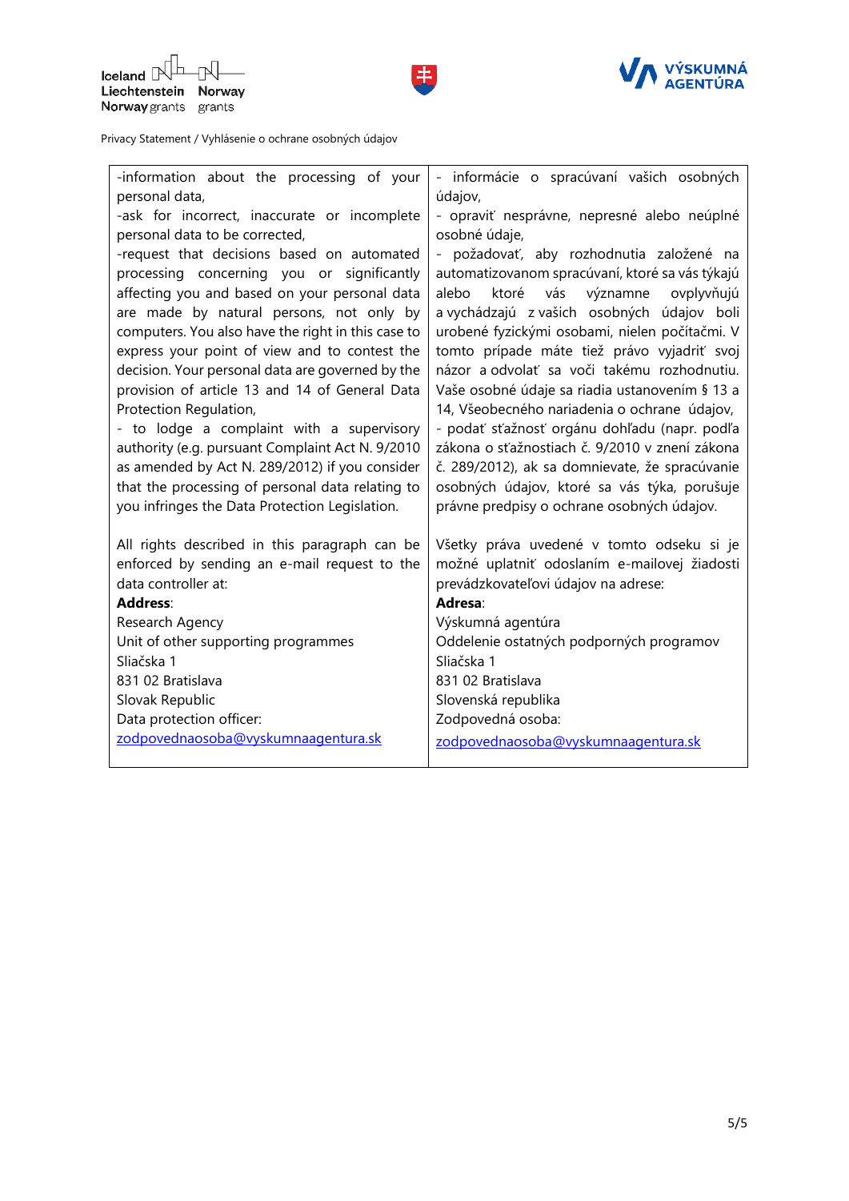| | |
|---|---|
| -information about the processing of your personal data,<br>-ask for incorrect, inaccurate or incomplete personal data to be corrected,<br>-request that decisions based on automated processing concerning you or significantly affecting you and based on your personal data are made by natural persons, not only by computers. You also have the right in this case to express your point of view and to contest the decision. Your personal data are governed by the provision of article 13 and 14 of General Data Protection Regulation,<br>- to lodge a complaint with a supervisory authority (e.g. pursuant Complaint Act N. 9/2010 as amended by Act N. 289/2012) if you consider that the processing of personal data relating to you infringes the Data Protection Legislation.<br><br>All rights described in this paragraph can be enforced by sending an e-mail request to the data controller at:<br>**Address**:<br>Research Agency<br>Unit of other supporting programmes<br>Sliačska 1<br>831 02 Bratislava<br>Slovak Republic<br>Data protection officer:<br>zodpovednaosoba@vyskumnaagentura.sk | - informácie o spracúvaní vašich osobných údajov,<br>- opraviť nesprávne, nepresné alebo neúplné osobné údaje,<br>- požadovať, aby rozhodnutia založené na automatizovanom spracúvaní, ktoré sa vás týkajú alebo ktoré vás významne ovplyvňujú a vychádzajú z vašich osobných údajov boli urobené fyzickými osobami, nielen počítačmi. V tomto prípade máte tiež právo vyjadriť svoj názor a odvolať sa voči takému rozhodnutiu. Vaše osobné údaje sa riadia ustanovením § 13 a 14, Všeobecného nariadenia o ochrane údajov,<br>- podať sťažnosť orgánu dohľadu (napr. podľa zákona o sťažnostiach č. 9/2010 v znení zákona č. 289/2012), ak sa domnievate, že spracúvanie osobných údajov, ktoré sa vás týka, porušuje právne predpisy o ochrane osobných údajov.<br><br>Všetky práva uvedené v tomto odseku si je možné uplatniť odoslaním e-mailovej žiadosti prevádzkovateľovi údajov na adrese:<br>**Adresa**:<br>Výskumná agentúra<br>Oddelenie ostatných podporných programov<br>Sliačska 1<br>831 02 Bratislava<br>Slovenská republika<br>Zodpovedná osoba:<br>zodpovednaosoba@vyskumnaagentura.sk |